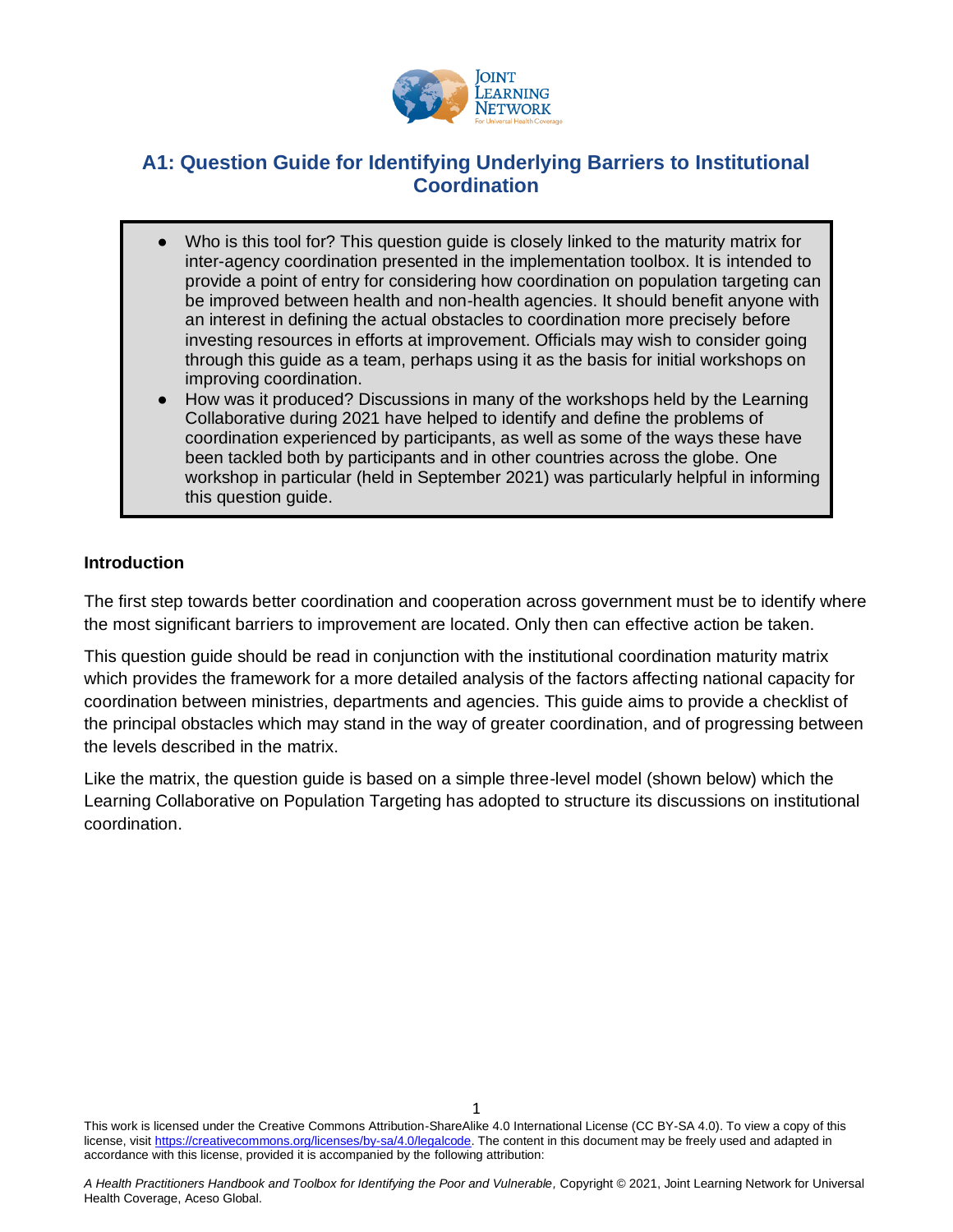# A1: Question Guide for Identifying Underlying Barriers to Institutional Coordination

- Who is this tool for? This question guide is closely linked to the maturity matrix for inter-agency coordination presented in the implementation toolbox. It is intended to provide a point of entry for considering how coordination on population targeting can be improved between health and non-health agencies. It should benefit anyone with an interest in defining the actual obstacles to coordination more precisely before investing resources in efforts at improvement. Officials may wish to consider going through this guide as a team, perhaps using it as the basis for initial workshops on improving coordination.
- How was it produced? Discussions in many of the workshops held by the Learning Collaborative during 2021 have helped to identify and define the problems of coordination experienced by participants, as well as some of the ways these have been tackled both by participants and in other countries across the globe. One workshop in particular (held in September 2021) was particularly helpful in informing this question guide.

**Introduction**

The first step towards better coordination and cooperation across government must be to identify where the most significant barriers to improvement are located. Only then can effective action be taken.

This question guide should be read in conjunction with the institutional coordination maturity matrix which provides the framework for a more detailed analysis of the factors affecting national capacity for coordination between ministries, departments and agencies. This guide aims to provide a checklist of the principal obstacles which may stand in the way of greater coordination, and of progressing between the levels described in the matrix.

Like the matrix, the question guide is based on a simple three-level model (shown below) which the Learning Collaborative on Population Targeting has adopted to structure its discussions on institutional coordination.

This work is licensed under the Creative Commons Attribution-ShareAlike 4.0 International License (CC BY-SA 4.0). To view a copy of this license, visit https://creativecommons.org/licenses/by-sa/4.0/legalcode. The content in this document may be freely used and adapted in accordance with this license, provided it is accompanied by the following attribution:

*A Health Practitioners Handbook and Toolbox for Identifying the Poor and Vulnerable,* Copyright © 2021, Joint Learning Network for Universal Health Coverage, Aceso Global.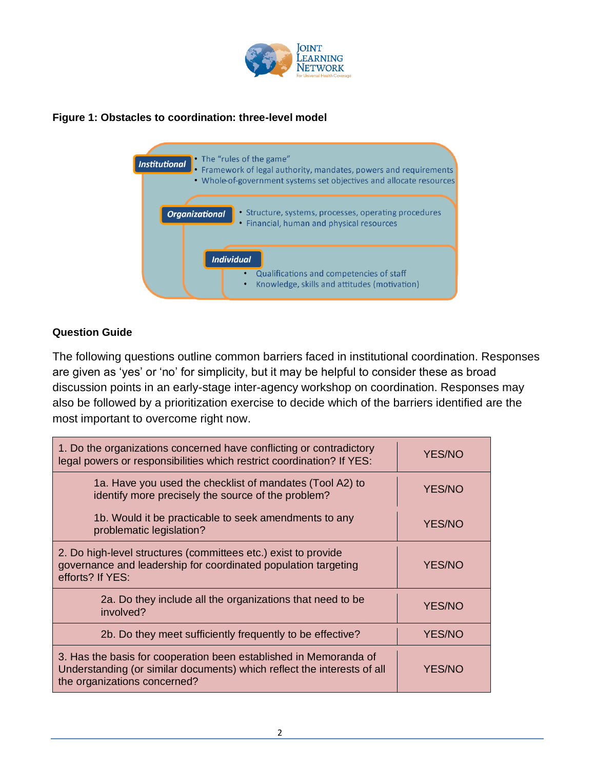**Figure 1: Obstacles to coordination: three-level model**

**Institutional**
- The "rules of the game"
- Framework of legal authority, mandates, powers and requirements
- Whole-of-government systems set objectives and allocate resources

**Organizational**
- Structure, systems, processes, operating procedures
- Financial, human and physical resources

**Individual**
- Qualifications and competencies of staff
- Knowledge, skills and attitudes (motivation)

**Question Guide**

The following questions outline common barriers faced in institutional coordination. Responses are given as 'yes' or 'no' for simplicity, but it may be helpful to consider these as broad discussion points in an early-stage inter-agency workshop on coordination. Responses may also be followed by a prioritization exercise to decide which of the barriers identified are the most important to overcome right now.

| Question | Response |
|---|---|
| 1. Do the organizations concerned have conflicting or contradictory legal powers or responsibilities which restrict coordination? If YES: | YES/NO |
| 1a. Have you used the checklist of mandates (Tool A2) to identify more precisely the source of the problem? | YES/NO |
| 1b. Would it be practicable to seek amendments to any problematic legislation? | YES/NO |
| 2. Do high-level structures (committees etc.) exist to provide governance and leadership for coordinated population targeting efforts? If YES: | YES/NO |
| 2a. Do they include all the organizations that need to be involved? | YES/NO |
| 2b. Do they meet sufficiently frequently to be effective? | YES/NO |
| 3. Has the basis for cooperation been established in Memoranda of Understanding (or similar documents) which reflect the interests of all the organizations concerned? | YES/NO |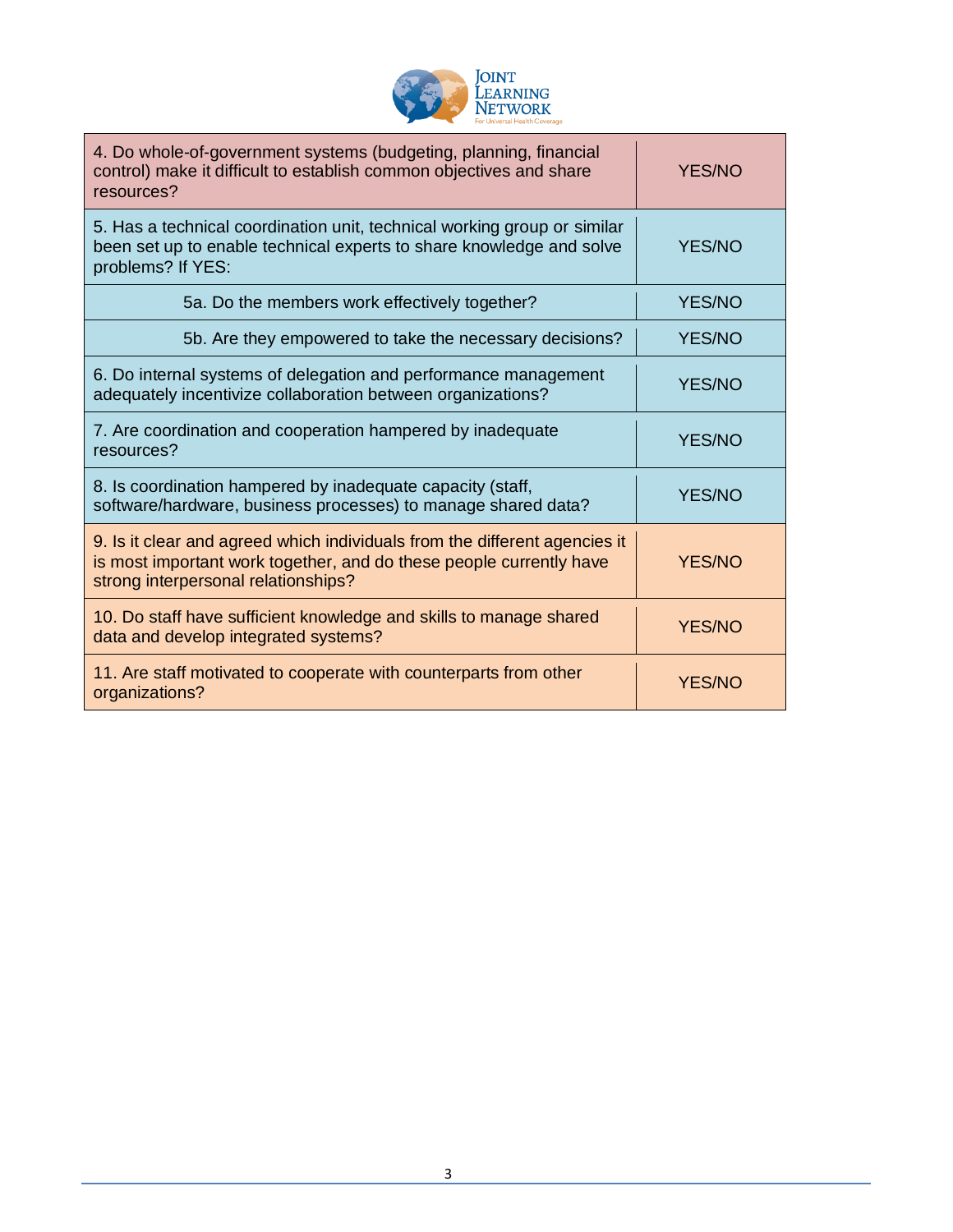| | |
|---|---|
| 4. Do whole-of-government systems (budgeting, planning, financial control) make it difficult to establish common objectives and share resources? | YES/NO |
| 5. Has a technical coordination unit, technical working group or similar been set up to enable technical experts to share knowledge and solve problems? If YES: | YES/NO |
| 5a. Do the members work effectively together? | YES/NO |
| 5b. Are they empowered to take the necessary decisions? | YES/NO |
| 6. Do internal systems of delegation and performance management adequately incentivize collaboration between organizations? | YES/NO |
| 7. Are coordination and cooperation hampered by inadequate resources? | YES/NO |
| 8. Is coordination hampered by inadequate capacity (staff, software/hardware, business processes) to manage shared data? | YES/NO |
| 9. Is it clear and agreed which individuals from the different agencies it is most important work together, and do these people currently have strong interpersonal relationships? | YES/NO |
| 10. Do staff have sufficient knowledge and skills to manage shared data and develop integrated systems? | YES/NO |
| 11. Are staff motivated to cooperate with counterparts from other organizations? | YES/NO |